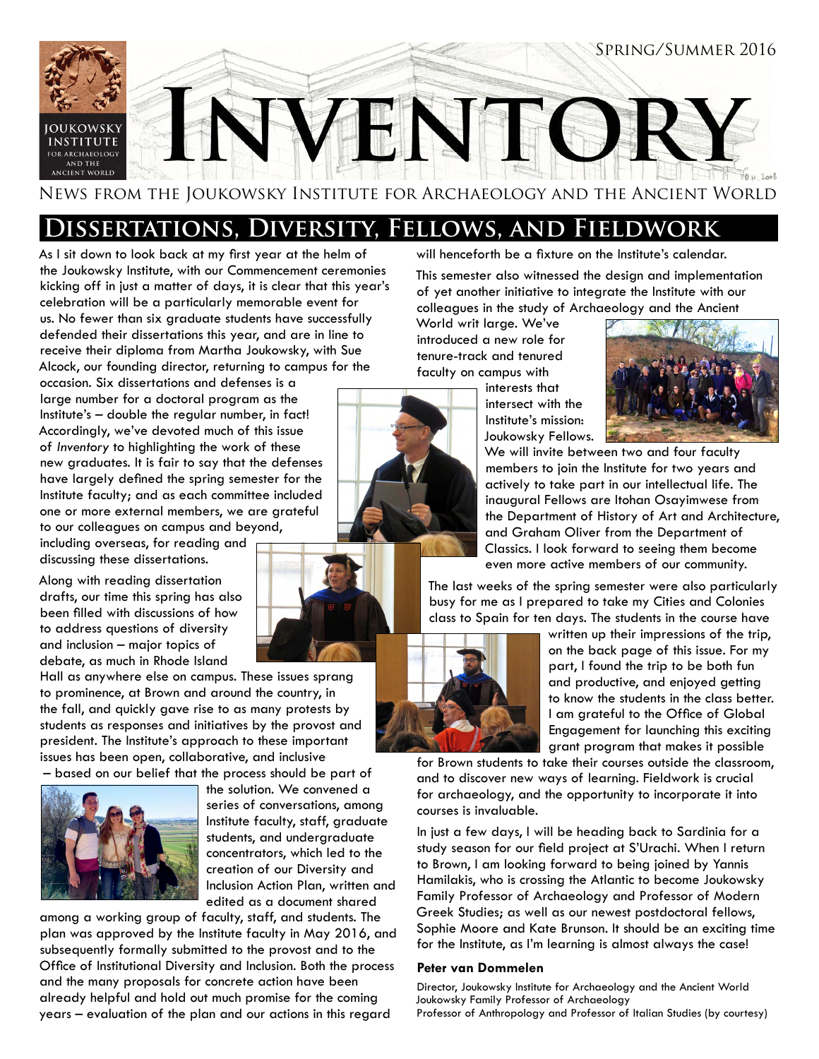# Inventory

Spring/Summer 2016

News from the Joukowsky Institute for Archaeology and the Ancient World

## Dissertations, Diversity, Fellows, and Fieldwork

As I sit down to look back at my first year at the helm of the Joukowsky Institute, with our Commencement ceremonies kicking off in just a matter of days, it is clear that this year's celebration will be a particularly memorable event for us. No fewer than six graduate students have successfully defended their dissertations this year, and are in line to receive their diploma from Martha Joukowsky, with Sue Alcock, our founding director, returning to campus for the occasion. Six dissertations and defenses is a large number for a doctoral program as the Institute's – double the regular number, in fact! Accordingly, we've devoted much of this issue of *Inventory* to highlighting the work of these new graduates. It is fair to say that the defenses have largely defined the spring semester for the Institute faculty; and as each committee included one or more external members, we are grateful to our colleagues on campus and beyond, including overseas, for reading and discussing these dissertations.

Along with reading dissertation drafts, our time this spring has also been filled with discussions of how to address questions of diversity and inclusion – major topics of debate, as much in Rhode Island Hall as anywhere else on campus. These issues sprang to prominence, at Brown and around the country, in the fall, and quickly gave rise to as many protests by students as responses and initiatives by the provost and president. The Institute's approach to these important issues has been open, collaborative, and inclusive – based on our belief that the process should be part of the solution. We convened a series of conversations, among Institute faculty, staff, graduate students, and undergraduate concentrators, which led to the creation of our Diversity and Inclusion Action Plan, written and edited as a document shared among a working group of faculty, staff, and students. The plan was approved by the Institute faculty in May 2016, and subsequently formally submitted to the provost and to the Office of Institutional Diversity and Inclusion. Both the process and the many proposals for concrete action have been already helpful and hold out much promise for the coming years – evaluation of the plan and our actions in this regard will henceforth be a fixture on the Institute's calendar.

This semester also witnessed the design and implementation of yet another initiative to integrate the Institute with our colleagues in the study of Archaeology and the Ancient World writ large. We've introduced a new role for tenure-track and tenured faculty on campus with interests that intersect with the Institute's mission: Joukowsky Fellows. We will invite between two and four faculty members to join the Institute for two years and actively to take part in our intellectual life. The inaugural Fellows are Itohan Osayimwese from the Department of History of Art and Architecture, and Graham Oliver from the Department of Classics. I look forward to seeing them become even more active members of our community.

The last weeks of the spring semester were also particularly busy for me as I prepared to take my Cities and Colonies class to Spain for ten days. The students in the course have written up their impressions of the trip, on the back page of this issue. For my part, I found the trip to be both fun and productive, and enjoyed getting to know the students in the class better. I am grateful to the Office of Global Engagement for launching this exciting grant program that makes it possible for Brown students to take their courses outside the classroom, and to discover new ways of learning. Fieldwork is crucial for archaeology, and the opportunity to incorporate it into courses is invaluable.

In just a few days, I will be heading back to Sardinia for a study season for our field project at S'Urachi. When I return to Brown, I am looking forward to being joined by Yannis Hamilakis, who is crossing the Atlantic to become Joukowsky Family Professor of Archaeology and Professor of Modern Greek Studies; as well as our newest postdoctoral fellows, Sophie Moore and Kate Brunson. It should be an exciting time for the Institute, as I'm learning is almost always the case!

**Peter van Dommelen**

Director, Joukowsky Institute for Archaeology and the Ancient World
Joukowsky Family Professor of Archaeology
Professor of Anthropology and Professor of Italian Studies (by courtesy)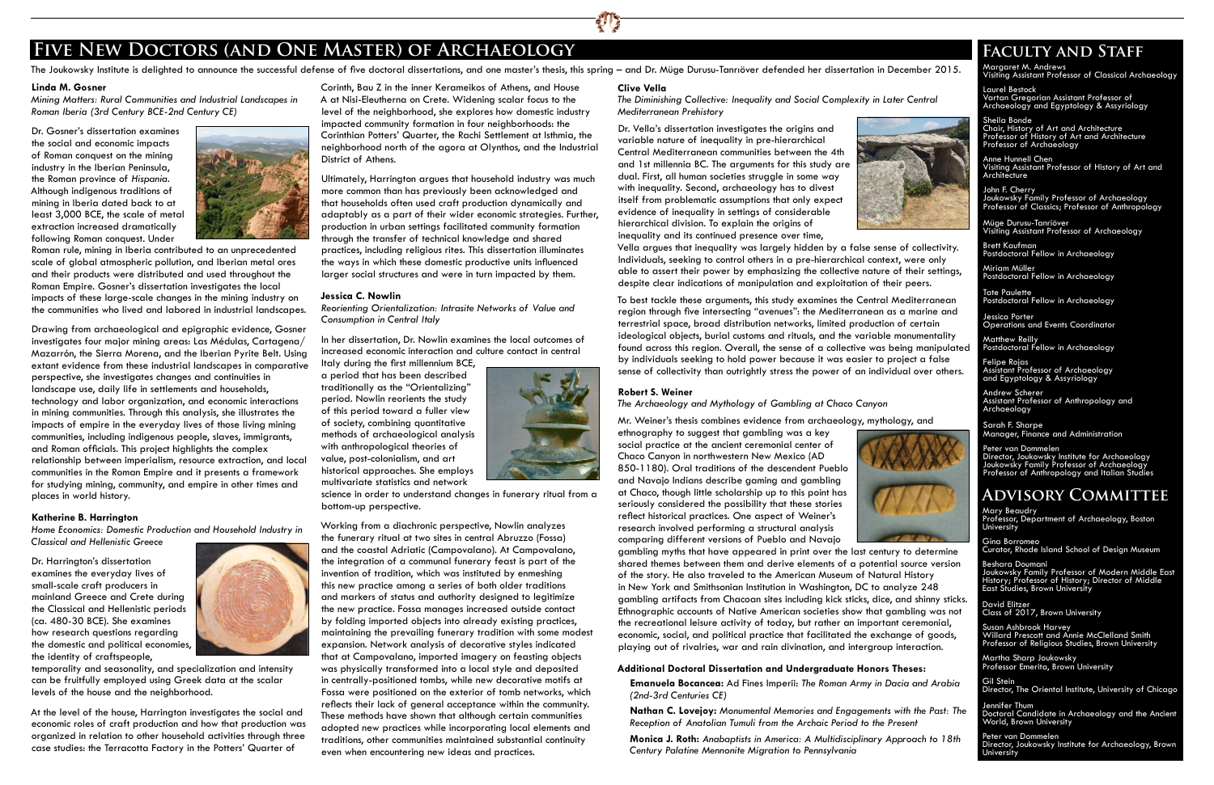# Five New Doctors (and One Master) of Archaeology

The Joukowsky Institute is delighted to announce the successful defense of five doctoral dissertations, and one master's thesis, this spring – and Dr. Müge Durusu-Tanrıöver defended her dissertation in December 2015.

### Linda M. Gosner

*Mining Matters: Rural Communities and Industrial Landscapes in Roman Iberia (3rd Century BCE-2nd Century CE)*

Dr. Gosner's dissertation examines the social and economic impacts of Roman conquest on the mining industry in the Iberian Peninsula, the Roman province of *Hispania*. Although indigenous traditions of mining in Iberia dated back to at least 3,000 BCE, the scale of metal extraction increased dramatically following Roman conquest. Under Roman rule, mining in Iberia contributed to an unprecedented scale of global atmospheric pollution, and Iberian metal ores and their products were distributed and used throughout the Roman Empire. Gosner's dissertation investigates the local impacts of these large-scale changes in the mining industry on the communities who lived and labored in industrial landscapes.

Drawing from archaeological and epigraphic evidence, Gosner investigates four major mining areas: Las Médulas, Cartagena/Mazarrón, the Sierra Morena, and the Iberian Pyrite Belt. Using extant evidence from these industrial landscapes in comparative perspective, she investigates changes and continuities in landscape use, daily life in settlements and households, technology and labor organization, and economic interactions in mining communities. Through this analysis, she illustrates the impacts of empire in the everyday lives of those living mining communities, including indigenous people, slaves, immigrants, and Roman officials. This project highlights the complex relationship between imperialism, resource extraction, and local communities in the Roman Empire and it presents a framework for studying mining, community, and empire in other times and places in world history.

### Katherine B. Harrington

*Home Economics: Domestic Production and Household Industry in Classical and Hellenistic Greece*

Dr. Harrington's dissertation examines the everyday lives of small-scale craft producers in mainland Greece and Crete during the Classical and Hellenistic periods (ca. 480-30 BCE). She examines how research questions regarding the domestic and political economies, the identity of craftspeople, temporality and seasonality, and specialization and intensity can be fruitfully employed using Greek data at the scalar levels of the house and the neighborhood.

At the level of the house, Harrington investigates the social and economic roles of craft production and how that production was organized in relation to other household activities through three case studies: the Terracotta Factory in the Potters' Quarter of Corinth, Bau Z in the inner Kerameikos of Athens, and House A at Nisi-Eleutherna on Crete. Widening scalar focus to the level of the neighborhood, she explores how domestic industry impacted community formation in four neighborhoods: the Corinthian Potters' Quarter, the Rachi Settlement at Isthmia, the neighborhood north of the agora at Olynthos, and the Industrial District of Athens.

Ultimately, Harrington argues that household industry was much more common than has previously been acknowledged and that households often used craft production dynamically and adaptably as a part of their wider economic strategies. Further, production in urban settings facilitated community formation through the transfer of technical knowledge and shared practices, including religious rites. This dissertation illuminates the ways in which these domestic productive units influenced larger social structures and were in turn impacted by them.

### Jessica C. Nowlin

*Reorienting Orientalization: Intrasite Networks of Value and Consumption in Central Italy*

In her dissertation, Dr. Nowlin examines the local outcomes of increased economic interaction and culture contact in central Italy during the first millennium BCE, a period that has been described traditionally as the "Orientalizing" period. Nowlin reorients the study of this period toward a fuller view of society, combining quantitative methods of archaeological analysis with anthropological theories of value, post-colonialism, and art historical approaches. She employs multivariate statistics and network science in order to understand changes in funerary ritual from a bottom-up perspective.

Working from a diachronic perspective, Nowlin analyzes the funerary ritual at two sites in central Abruzzo (Fossa) and the coastal Adriatic (Campovalano). At Campovalano, the integration of a communal funerary feast is part of the invention of tradition, which was instituted by enmeshing this new practice among a series of both older traditions and markers of status and authority designed to legitimize the new practice. Fossa manages increased outside contact by folding imported objects into already existing practices, maintaining the prevailing funerary tradition with some modest expansion. Network analysis of decorative styles indicated that at Campovalano, imported imagery on feasting objects was physically transformed into a local style and deposited in centrally-positioned tombs, while new decorative motifs at Fossa were positioned on the exterior of tomb networks, which reflects their lack of general acceptance within the community. These methods have shown that although certain communities adopted new practices while incorporating local elements and traditions, other communities maintained substantial continuity even when encountering new ideas and practices.

### Clive Vella

*The Diminishing Collective: Inequality and Social Complexity in Later Central Mediterranean Prehistory*

Dr. Vella's dissertation investigates the origins and variable nature of inequality in pre-hierarchical Central Mediterranean communities between the 4th and 1st millennia BC. The arguments for this study are dual. First, all human societies struggle in some way with inequality. Second, archaeology has to divest itself from problematic assumptions that only expect evidence of inequality in settings of considerable hierarchical division. To explain the origins of inequality and its continued presence over time, Vella argues that inequality was largely hidden by a false sense of collectivity. Individuals, seeking to control others in a pre-hierarchical context, were only able to assert their power by emphasizing the collective nature of their settings, despite clear indications of manipulation and exploitation of their peers.

To best tackle these arguments, this study examines the Central Mediterranean region through five intersecting "avenues": the Mediterranean as a marine and terrestrial space, broad distribution networks, limited production of certain ideological objects, burial customs and rituals, and the variable monumentality found across this region. Overall, the sense of a collective was being manipulated by individuals seeking to hold power because it was easier to project a false sense of collectivity than outrightly stress the power of an individual over others.

### Robert S. Weiner

*The Archaeology and Mythology of Gambling at Chaco Canyon*

Mr. Weiner's thesis combines evidence from archaeology, mythology, and ethnography to suggest that gambling was a key social practice at the ancient ceremonial center of Chaco Canyon in northwestern New Mexico (AD 850-1180). Oral traditions of the descendent Pueblo and Navajo Indians describe gaming and gambling at Chaco, though little scholarship up to this point has seriously considered the possibility that these stories reflect historical practices. One aspect of Weiner's research involved performing a structural analysis comparing different versions of Pueblo and Navajo gambling myths that have appeared in print over the last century to determine shared themes between them and derive elements of a potential source version of the story. He also traveled to the American Museum of Natural History in New York and Smithsonian Institution in Washington, DC to analyze 248 gambling artifacts from Chacoan sites including kick sticks, dice, and shinny sticks. Ethnographic accounts of Native American societies show that gambling was not the recreational leisure activity of today, but rather an important ceremonial, economic, social, and political practice that facilitated the exchange of goods, playing out of rivalries, war and rain divination, and intergroup interaction.

### Additional Doctoral Dissertation and Undergraduate Honors Theses:

**Emanuela Bocancea:** Ad Fines Imperii: *The Roman Army in Dacia and Arabia (2nd-3rd Centuries CE)*

**Nathan C. Lovejoy:** *Monumental Memories and Engagements with the Past: The Reception of Anatolian Tumuli from the Archaic Period to the Present*

**Monica J. Roth:** *Anabaptists in America: A Multidisciplinary Approach to 18th Century Palatine Mennonite Migration to Pennsylvania*

# Faculty and Staff

Margaret M. Andrews
Visiting Assistant Professor of Classical Archaeology

Laurel Bestock
Vartan Gregorian Assistant Professor of Archaeology and Egyptology & Assyriology

Sheila Bonde
Chair, History of Art and Architecture
Professor of History of Art and Architecture
Professor of Archaeology

Anne Hunnell Chen
Visiting Assistant Professor of History of Art and Architecture

John F. Cherry
Joukowsky Family Professor of Archaeology
Professor of Classics; Professor of Anthropology

Müge Durusu-Tanrıöver
Visiting Assistant Professor of Archaeology

Brett Kaufman
Postdoctoral Fellow in Archaeology

Miriam Müller
Postdoctoral Fellow in Archaeology

Tate Paulette
Postdoctoral Fellow in Archaeology

Jessica Porter
Operations and Events Coordinator

Matthew Reilly
Postdoctoral Fellow in Archaeology

Felipe Rojas
Assistant Professor of Archaeology and Egyptology & Assyriology

Andrew Scherer
Assistant Professor of Anthropology and Archaeology

Sarah F. Sharpe
Manager, Finance and Administration

Peter van Dommelen
Director, Joukowsky Institute for Archaeology
Joukowsky Family Professor of Archaeology
Professor of Anthropology and Italian Studies

# Advisory Committee

Mary Beaudry
Professor, Department of Archaeology, Boston University

Gina Borromeo
Curator, Rhode Island School of Design Museum

Beshara Doumani
Joukowsky Family Professor of Modern Middle East History; Professor of History; Director of Middle East Studies, Brown University

David Elitzer
Class of 2017, Brown University

Susan Ashbrook Harvey
Willard Prescott and Annie McClelland Smith Professor of Religious Studies, Brown University

Martha Sharp Joukowsky
Professor Emerita, Brown University

Gil Stein
Director, The Oriental Institute, University of Chicago

Jennifer Thum
Doctoral Candidate in Archaeology and the Ancient World, Brown University

Peter van Dommelen
Director, Joukowsky Institute for Archaeology, Brown University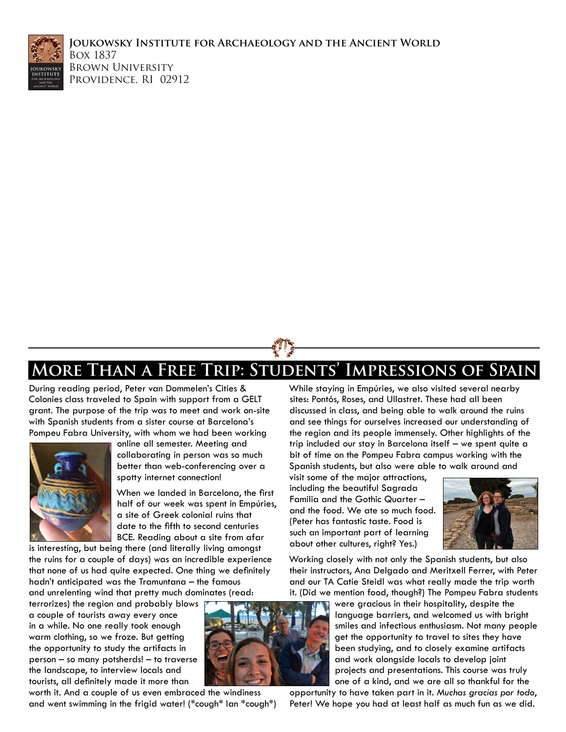**Joukowsky Institute for Archaeology and the Ancient World**
Box 1837
Brown University
Providence, RI 02912

# More Than a Free Trip: Students' Impressions of Spain

During reading period, Peter van Dommelen's Cities & Colonies class traveled to Spain with support from a GELT grant. The purpose of the trip was to meet and work on-site with Spanish students from a sister course at Barcelona's Pompeu Fabra University, with whom we had been working online all semester. Meeting and collaborating in person was so much better than web-conferencing over a spotty internet connection!

When we landed in Barcelona, the first half of our week was spent in Empúries, a site of Greek colonial ruins that date to the fifth to second centuries BCE. Reading about a site from afar is interesting, but being there (and literally living amongst the ruins for a couple of days) was an incredible experience that none of us had quite expected. One thing we definitely hadn't anticipated was the Tramuntana – the famous and unrelenting wind that pretty much dominates (read: terrorizes) the region and probably blows a couple of tourists away every once in a while. No one really took enough warm clothing, so we froze. But getting the opportunity to study the artifacts in person – so many potsherds! – to traverse the landscape, to interview locals and tourists, all definitely made it more than worth it. And a couple of us even embraced the windiness and went swimming in the frigid water! (*cough* Ian *cough*)

While staying in Empúries, we also visited several nearby sites: Pontós, Roses, and Ullastret. These had all been discussed in class, and being able to walk around the ruins and see things for ourselves increased our understanding of the region and its people immensely. Other highlights of the trip included our stay in Barcelona itself – we spent quite a bit of time on the Pompeu Fabra campus working with the Spanish students, but also were able to walk around and visit some of the major attractions, including the beautiful Sagrada Familia and the Gothic Quarter – and the food. We ate so much food. (Peter has fantastic taste. Food is such an important part of learning about other cultures, right? Yes.)

Working closely with not only the Spanish students, but also their instructors, Ana Delgado and Meritxell Ferrer, with Peter and our TA Catie Steidl was what really made the trip worth it. (Did we mention food, though?) The Pompeu Fabra students were gracious in their hospitality, despite the language barriers, and welcomed us with bright smiles and infectious enthusiasm. Not many people get the opportunity to travel to sites they have been studying, and to closely examine artifacts and work alongside locals to develop joint projects and presentations. This course was truly one of a kind, and we are all so thankful for the opportunity to have taken part in it. *Muchas gracias por todo*, Peter! We hope you had at least half as much fun as we did.